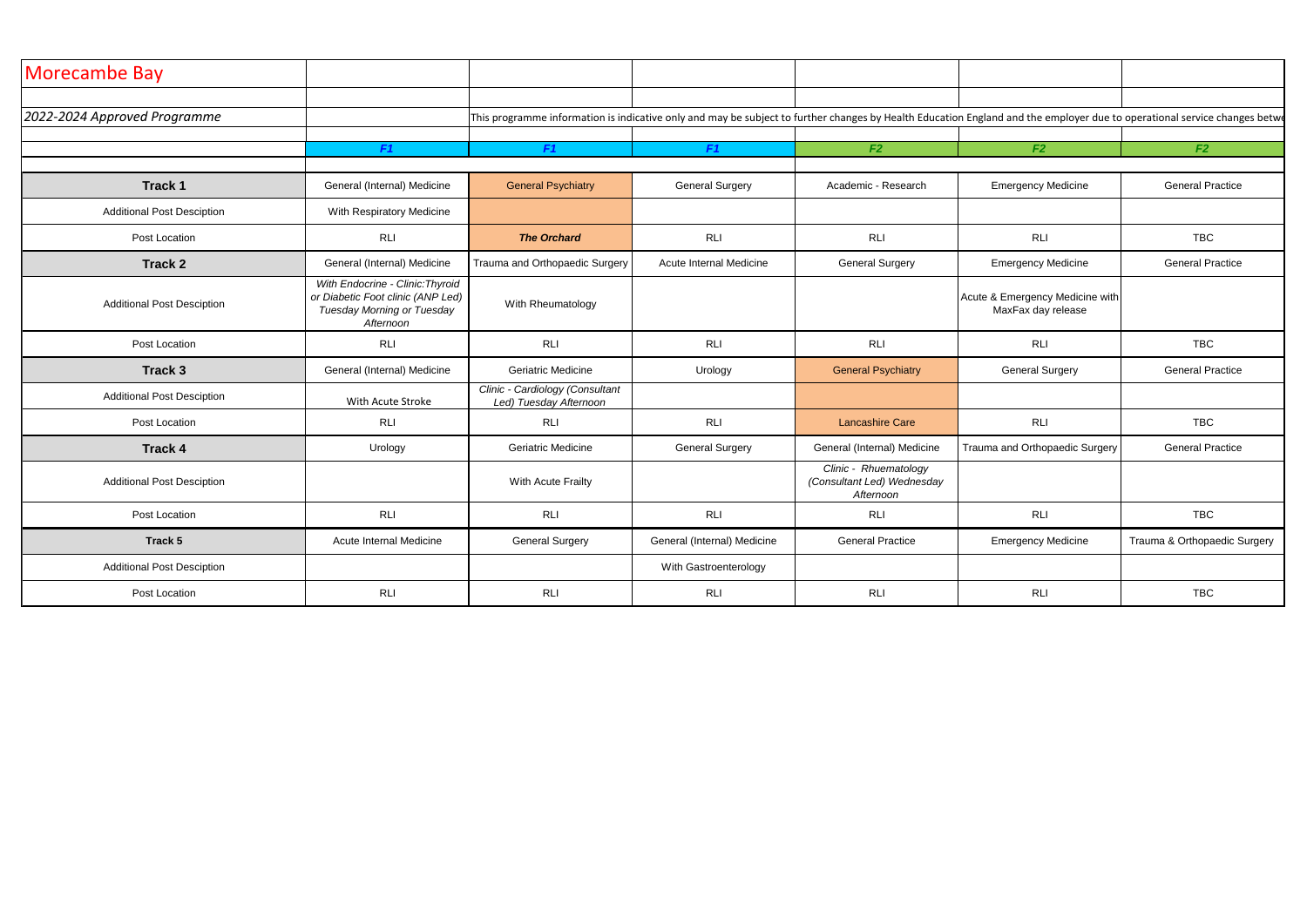# Morecambe Bay

*2022-2024 Approved Programme*

This programme information is indicative only and may be subject to further changes by Health Education England and the employer due to operational service changes betwe

| | F1 | F1 | F1 | F2 | F2 | F2 |
|---|---|---|---|---|---|---|
| **Track 1** | General (Internal) Medicine | General Psychiatry | General Surgery | Academic - Research | Emergency Medicine | General Practice |
| Additional Post Desciption | With Respiratory Medicine | | | | | |
| Post Location | RLI | ***The Orchard*** | RLI | RLI | RLI | TBC |
| **Track 2** | General (Internal) Medicine | Trauma and Orthopaedic Surgery | Acute Internal Medicine | General Surgery | Emergency Medicine | General Practice |
| Additional Post Desciption | *With Endocrine - Clinic:Thyroid or Diabetic Foot clinic (ANP Led) Tuesday Morning or Tuesday Afternoon* | With Rheumatology | | | Acute & Emergency Medicine with MaxFax day release | |
| Post Location | RLI | RLI | RLI | RLI | RLI | TBC |
| **Track 3** | General (Internal) Medicine | Geriatric Medicine | Urology | General Psychiatry | General Surgery | General Practice |
| Additional Post Desciption | With Acute Stroke | *Clinic - Cardiology (Consultant Led) Tuesday Afternoon* | | | | |
| Post Location | RLI | RLI | RLI | Lancashire Care | RLI | TBC |
| **Track 4** | Urology | Geriatric Medicine | General Surgery | General (Internal) Medicine | Trauma and Orthopaedic Surgery | General Practice |
| Additional Post Desciption | | With Acute Frailty | | *Clinic - Rhuematology (Consultant Led) Wednesday Afternoon* | | |
| Post Location | RLI | RLI | RLI | RLI | RLI | TBC |
| **Track 5** | Acute Internal Medicine | General Surgery | General (Internal) Medicine | General Practice | Emergency Medicine | Trauma & Orthopaedic Surgery |
| Additional Post Desciption | | | With Gastroenterology | | | |
| Post Location | RLI | RLI | RLI | RLI | RLI | TBC |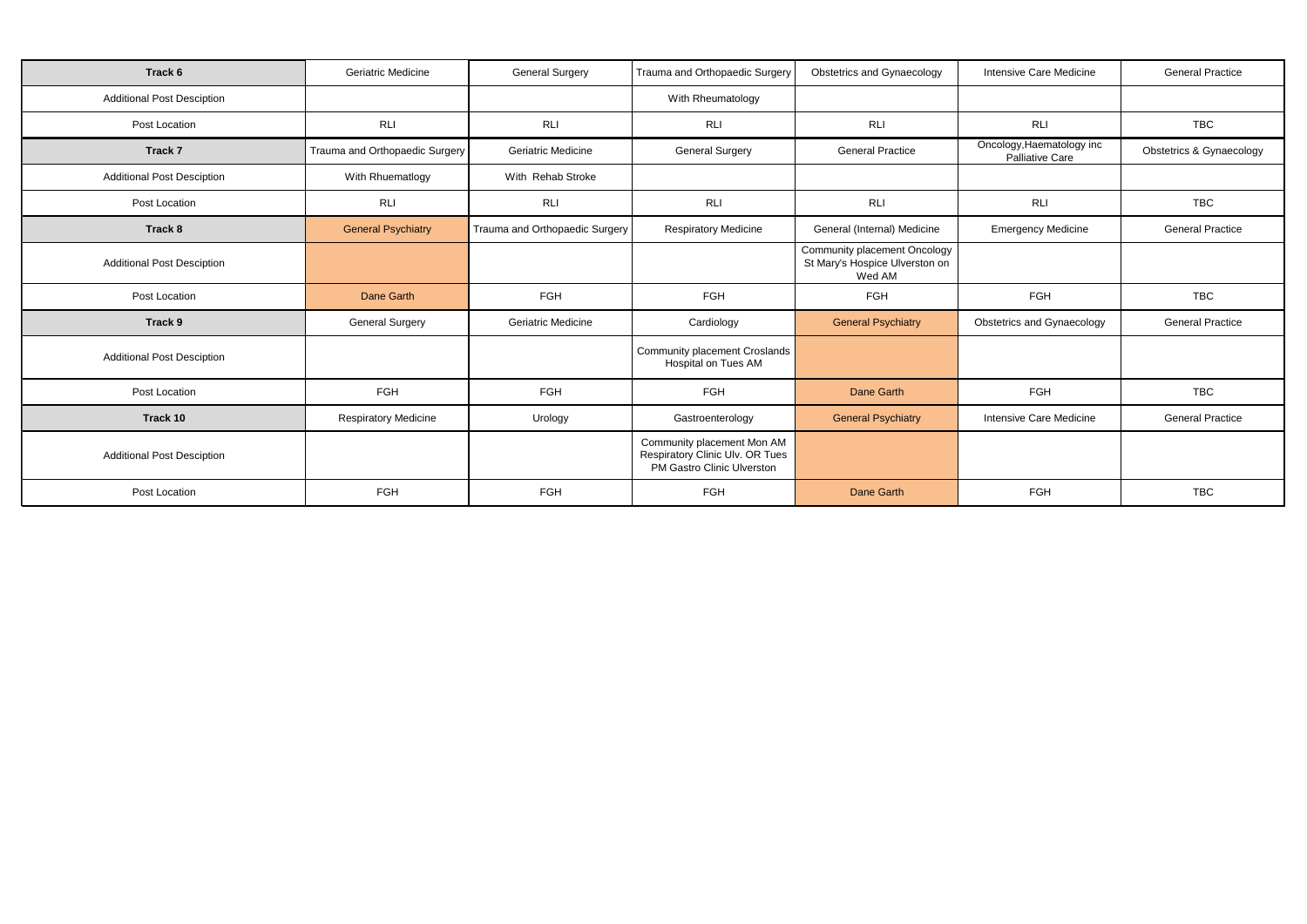| Track 6 | Geriatric Medicine | General Surgery | Trauma and Orthopaedic Surgery | Obstetrics and Gynaecology | Intensive Care Medicine | General Practice |
|---|---|---|---|---|---|---|
| Additional Post Desciption | | | With Rheumatology | | | |
| Post Location | RLI | RLI | RLI | RLI | RLI | TBC |
| **Track 7** | Trauma and Orthopaedic Surgery | Geriatric Medicine | General Surgery | General Practice | Oncology,Haematology inc Palliative Care | Obstetrics & Gynaecology |
| Additional Post Desciption | With Rhuematlogy | With Rehab Stroke | | | | |
| Post Location | RLI | RLI | RLI | RLI | RLI | TBC |
| **Track 8** | General Psychiatry | Trauma and Orthopaedic Surgery | Respiratory Medicine | General (Internal) Medicine | Emergency Medicine | General Practice |
| Additional Post Desciption | | | | Community placement Oncology St Mary's Hospice Ulverston on Wed AM | | |
| Post Location | Dane Garth | FGH | FGH | FGH | FGH | TBC |
| **Track 9** | General Surgery | Geriatric Medicine | Cardiology | General Psychiatry | Obstetrics and Gynaecology | General Practice |
| Additional Post Desciption | | | Community placement Croslands Hospital on Tues AM | | | |
| Post Location | FGH | FGH | FGH | Dane Garth | FGH | TBC |
| **Track 10** | Respiratory Medicine | Urology | Gastroenterology | General Psychiatry | Intensive Care Medicine | General Practice |
| Additional Post Desciption | | | Community placement Mon AM Respiratory Clinic Ulv. OR Tues PM Gastro Clinic Ulverston | | | |
| Post Location | FGH | FGH | FGH | Dane Garth | FGH | TBC |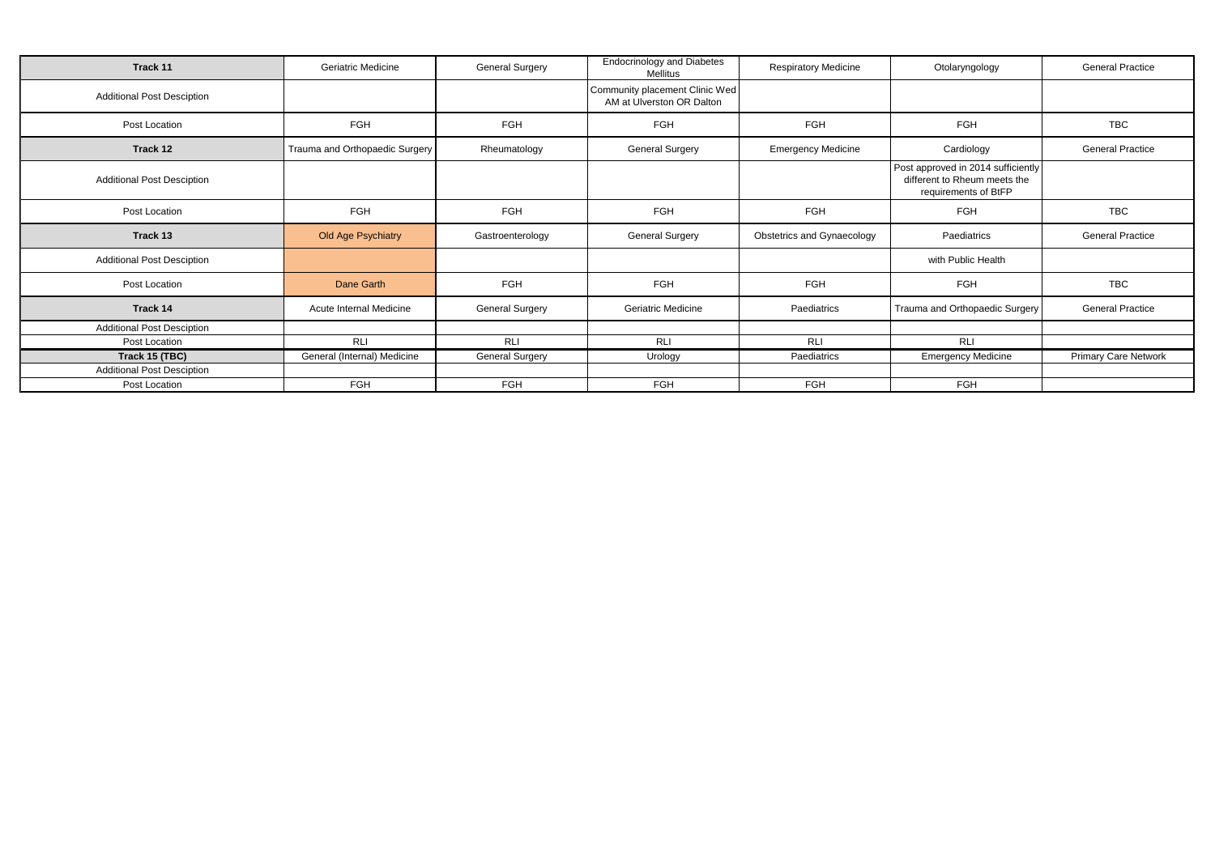| | | | | | | |
|---|---|---|---|---|---|---|
| **Track 11** | Geriatric Medicine | General Surgery | Endocrinology and Diabetes Mellitus | Respiratory Medicine | Otolaryngology | General Practice |
| Additional Post Desciption | | | Community placement Clinic Wed AM at Ulverston OR Dalton | | | |
| Post Location | FGH | FGH | FGH | FGH | FGH | TBC |
| **Track 12** | Trauma and Orthopaedic Surgery | Rheumatology | General Surgery | Emergency Medicine | Cardiology | General Practice |
| Additional Post Desciption | | | | | Post approved in 2014 sufficiently different to Rheum meets the requirements of BtFP | |
| Post Location | FGH | FGH | FGH | FGH | FGH | TBC |
| **Track 13** | Old Age Psychiatry | Gastroenterology | General Surgery | Obstetrics and Gynaecology | Paediatrics | General Practice |
| Additional Post Desciption | | | | | with Public Health | |
| Post Location | Dane Garth | FGH | FGH | FGH | FGH | TBC |
| **Track 14** | Acute Internal Medicine | General Surgery | Geriatric Medicine | Paediatrics | Trauma and Orthopaedic Surgery | General Practice |
| Additional Post Desciption | | | | | | |
| Post Location | RLI | RLI | RLI | RLI | RLI | |
| **Track 15 (TBC)** | General (Internal) Medicine | General Surgery | Urology | Paediatrics | Emergency Medicine | Primary Care Network |
| Additional Post Desciption | | | | | | |
| Post Location | FGH | FGH | FGH | FGH | FGH | |